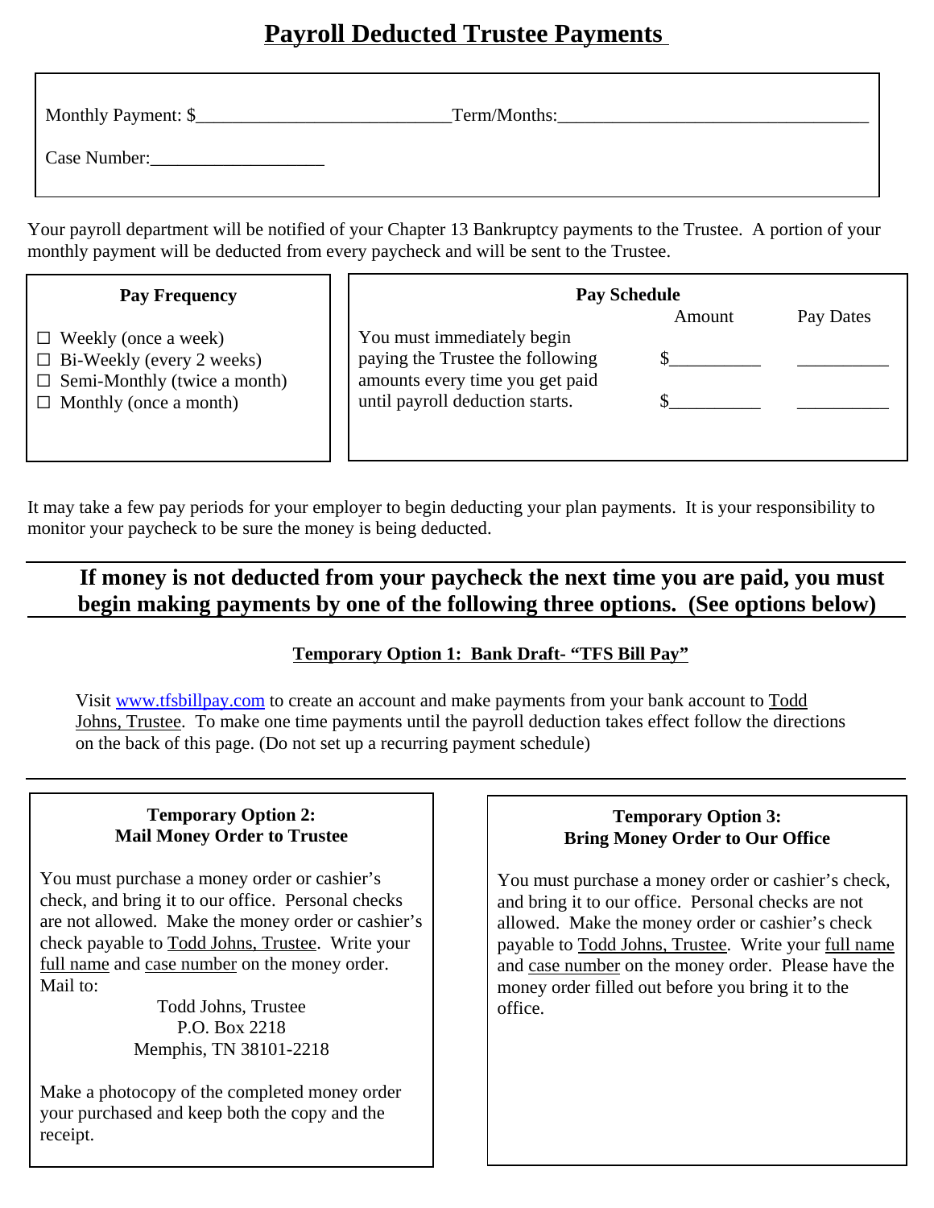# Payroll Deducted Trustee Payments

Monthly Payment: $\_\_\_\_\_\_\_\_\_\_\_\_\_\_\_\_\_\_\_\_\_\_\_\_\_\_ Term/Months:\_\_\_\_\_\_\_\_\_\_\_\_\_\_\_\_\_\_\_\_\_\_\_\_\_\_\_\_\_\_\_\_\_\_

Case Number:\_\_\_\_\_\_\_\_\_\_\_\_\_\_\_\_\_\_\_

Your payroll department will be notified of your Chapter 13 Bankruptcy payments to the Trustee. A portion of your monthly payment will be deducted from every paycheck and will be sent to the Trustee.

**Pay Frequency**

- ☐ Weekly (once a week)
- ☐ Bi-Weekly (every 2 weeks)
- ☐ Semi-Monthly (twice a month)
- ☐ Monthly (once a month)

**Pay Schedule**

| | Amount | Pay Dates |
|---|---|---|
| You must immediately begin paying the Trustee the following amounts every time you get paid until payroll deduction starts. | $\_\_\_\_\_\_\_\_\_\_ | \_\_\_\_\_\_\_\_\_\_ |
| | $\_\_\_\_\_\_\_\_\_\_ | \_\_\_\_\_\_\_\_\_\_ |

It may take a few pay periods for your employer to begin deducting your plan payments. It is your responsibility to monitor your paycheck to be sure the money is being deducted.

**If money is not deducted from your paycheck the next time you are paid, you must begin making payments by one of the following three options. (See options below)**

### Temporary Option 1: Bank Draft- "TFS Bill Pay"

Visit www.tfsbillpay.com to create an account and make payments from your bank account to Todd Johns, Trustee. To make one time payments until the payroll deduction takes effect follow the directions on the back of this page. (Do not set up a recurring payment schedule)

### Temporary Option 2: Mail Money Order to Trustee

You must purchase a money order or cashier's check, and bring it to our office. Personal checks are not allowed. Make the money order or cashier's check payable to Todd Johns, Trustee. Write your full name and case number on the money order. Mail to:

Todd Johns, Trustee
P.O. Box 2218
Memphis, TN 38101-2218

Make a photocopy of the completed money order your purchased and keep both the copy and the receipt.

### Temporary Option 3: Bring Money Order to Our Office

You must purchase a money order or cashier's check, and bring it to our office. Personal checks are not allowed. Make the money order or cashier's check payable to Todd Johns, Trustee. Write your full name and case number on the money order. Please have the money order filled out before you bring it to the office.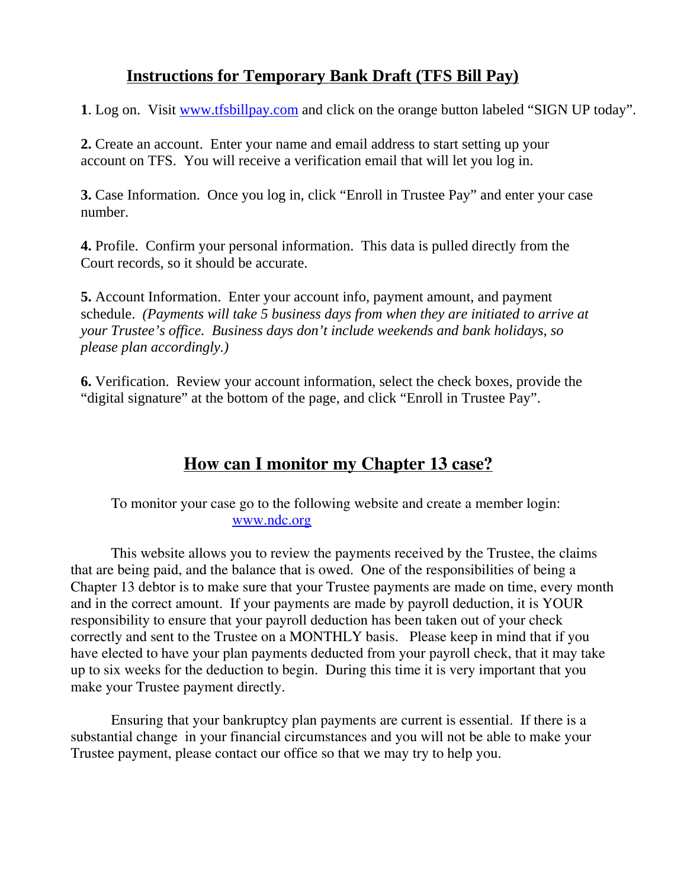## Instructions for Temporary Bank Draft (TFS Bill Pay)

**1**. Log on. Visit www.tfsbillpay.com and click on the orange button labeled "SIGN UP today".

**2.** Create an account. Enter your name and email address to start setting up your account on TFS. You will receive a verification email that will let you log in.

**3.** Case Information. Once you log in, click "Enroll in Trustee Pay" and enter your case number.

**4.** Profile. Confirm your personal information. This data is pulled directly from the Court records, so it should be accurate.

**5.** Account Information. Enter your account info, payment amount, and payment schedule. *(Payments will take 5 business days from when they are initiated to arrive at your Trustee's office. Business days don't include weekends and bank holidays, so please plan accordingly.)*

**6.** Verification. Review your account information, select the check boxes, provide the "digital signature" at the bottom of the page, and click "Enroll in Trustee Pay".

## How can I monitor my Chapter 13 case?

To monitor your case go to the following website and create a member login: www.ndc.org

This website allows you to review the payments received by the Trustee, the claims that are being paid, and the balance that is owed. One of the responsibilities of being a Chapter 13 debtor is to make sure that your Trustee payments are made on time, every month and in the correct amount. If your payments are made by payroll deduction, it is YOUR responsibility to ensure that your payroll deduction has been taken out of your check correctly and sent to the Trustee on a MONTHLY basis. Please keep in mind that if you have elected to have your plan payments deducted from your payroll check, that it may take up to six weeks for the deduction to begin. During this time it is very important that you make your Trustee payment directly.

Ensuring that your bankruptcy plan payments are current is essential. If there is a substantial change in your financial circumstances and you will not be able to make your Trustee payment, please contact our office so that we may try to help you.